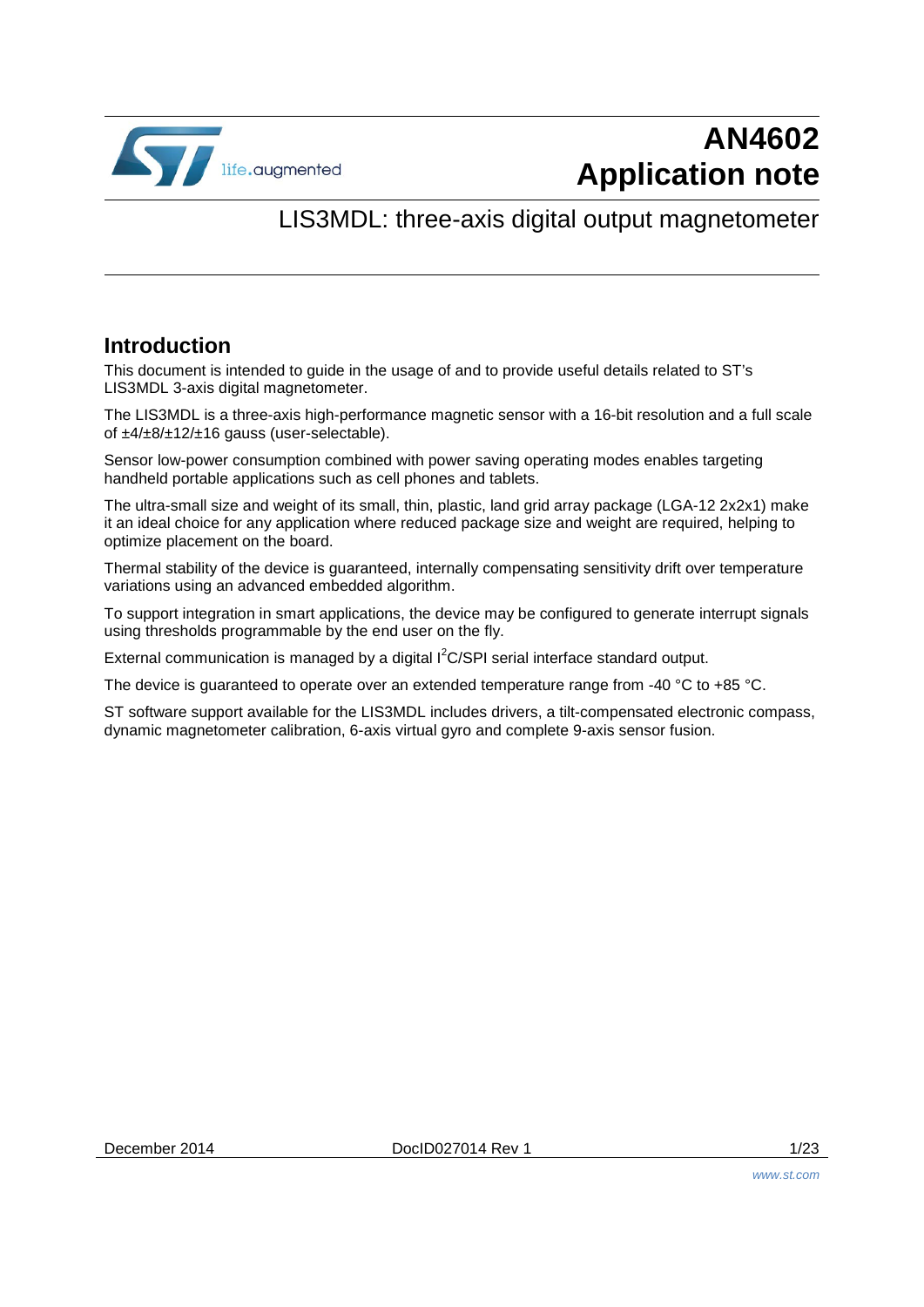# AN4602
# Application note

## LIS3MDL: three-axis digital output magnetometer

## Introduction

This document is intended to guide in the usage of and to provide useful details related to ST's LIS3MDL 3-axis digital magnetometer.

The LIS3MDL is a three-axis high-performance magnetic sensor with a 16-bit resolution and a full scale of ±4/±8/±12/±16 gauss (user-selectable).

Sensor low-power consumption combined with power saving operating modes enables targeting handheld portable applications such as cell phones and tablets.

The ultra-small size and weight of its small, thin, plastic, land grid array package (LGA-12 2x2x1) make it an ideal choice for any application where reduced package size and weight are required, helping to optimize placement on the board.

Thermal stability of the device is guaranteed, internally compensating sensitivity drift over temperature variations using an advanced embedded algorithm.

To support integration in smart applications, the device may be configured to generate interrupt signals using thresholds programmable by the end user on the fly.

External communication is managed by a digital $I^2C$/SPI serial interface standard output.

The device is guaranteed to operate over an extended temperature range from -40 °C to +85 °C.

ST software support available for the LIS3MDL includes drivers, a tilt-compensated electronic compass, dynamic magnetometer calibration, 6-axis virtual gyro and complete 9-axis sensor fusion.

December 2014 DocID027014 Rev 1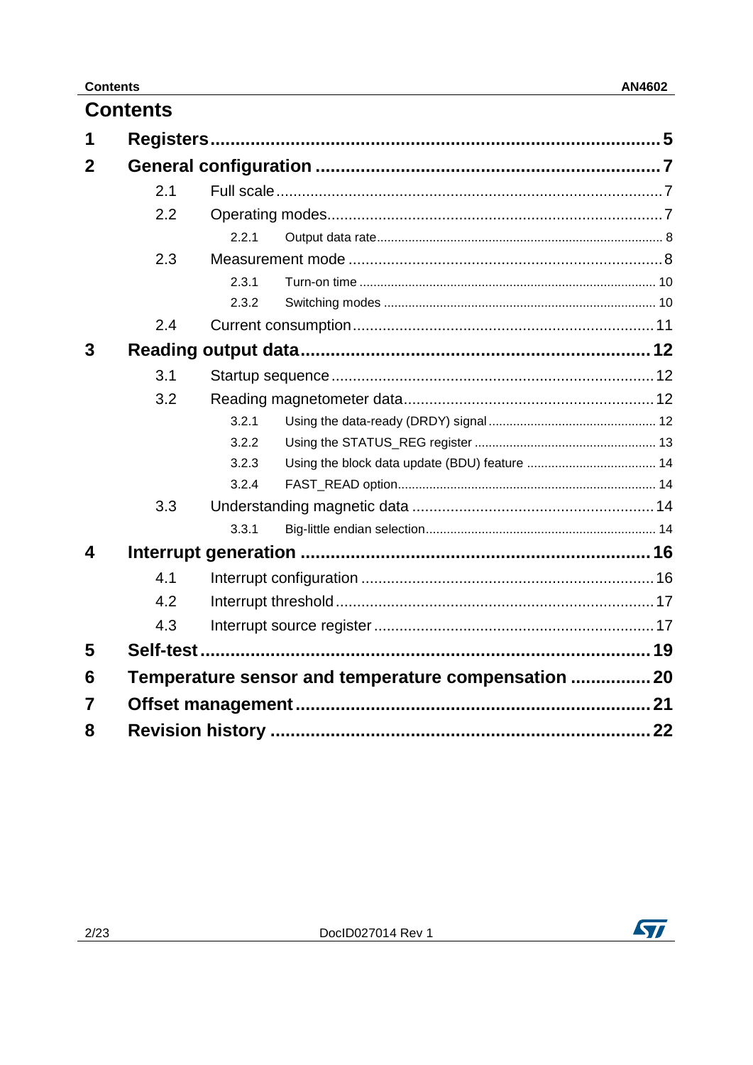# Contents

1 Registers . . . . . . . . . . 5

2 General configuration . . . . . . . . . . 7

- 2.1 Full scale . . . . . . . . . . 7
- 2.2 Operating modes . . . . . . . . . . 7
  - 2.2.1 Output data rate . . . . . . . . . . 8
- 2.3 Measurement mode . . . . . . . . . . 8
  - 2.3.1 Turn-on time . . . . . . . . . . 10
  - 2.3.2 Switching modes . . . . . . . . . . 10
- 2.4 Current consumption . . . . . . . . . . 11

3 Reading output data . . . . . . . . . . 12

- 3.1 Startup sequence . . . . . . . . . . 12
- 3.2 Reading magnetometer data . . . . . . . . . . 12
  - 3.2.1 Using the data-ready (DRDY) signal . . . . . . . . . . 12
  - 3.2.2 Using the STATUS_REG register . . . . . . . . . . 13
  - 3.2.3 Using the block data update (BDU) feature . . . . . . . . . . 14
  - 3.2.4 FAST_READ option . . . . . . . . . . 14
- 3.3 Understanding magnetic data . . . . . . . . . . 14
  - 3.3.1 Big-little endian selection . . . . . . . . . . 14

4 Interrupt generation . . . . . . . . . . 16

- 4.1 Interrupt configuration . . . . . . . . . . 16
- 4.2 Interrupt threshold . . . . . . . . . . 17
- 4.3 Interrupt source register . . . . . . . . . . 17

5 Self-test . . . . . . . . . . 19

6 Temperature sensor and temperature compensation . . . . . . . . . . 20

7 Offset management . . . . . . . . . . 21

8 Revision history . . . . . . . . . . 22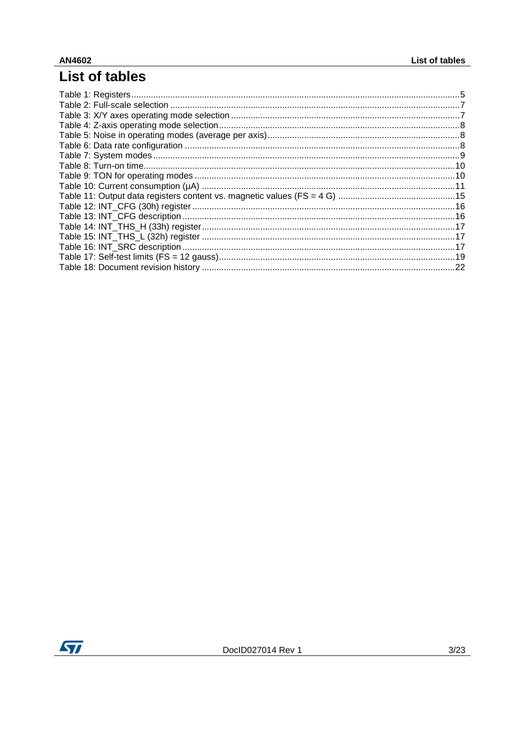# List of tables

Table 1: Registers ..... 5
Table 2: Full-scale selection ..... 7
Table 3: X/Y axes operating mode selection ..... 7
Table 4: Z-axis operating mode selection ..... 8
Table 5: Noise in operating modes (average per axis) ..... 8
Table 6: Data rate configuration ..... 8
Table 7: System modes ..... 9
Table 8: Turn-on time ..... 10
Table 9: TON for operating modes ..... 10
Table 10: Current consumption (µA) ..... 11
Table 11: Output data registers content vs. magnetic values (FS = 4 G) ..... 15
Table 12: INT_CFG (30h) register ..... 16
Table 13: INT_CFG description ..... 16
Table 14: INT_THS_H (33h) register ..... 17
Table 15: INT_THS_L (32h) register ..... 17
Table 16: INT_SRC description ..... 17
Table 17: Self-test limits (FS = 12 gauss) ..... 19
Table 18: Document revision history ..... 22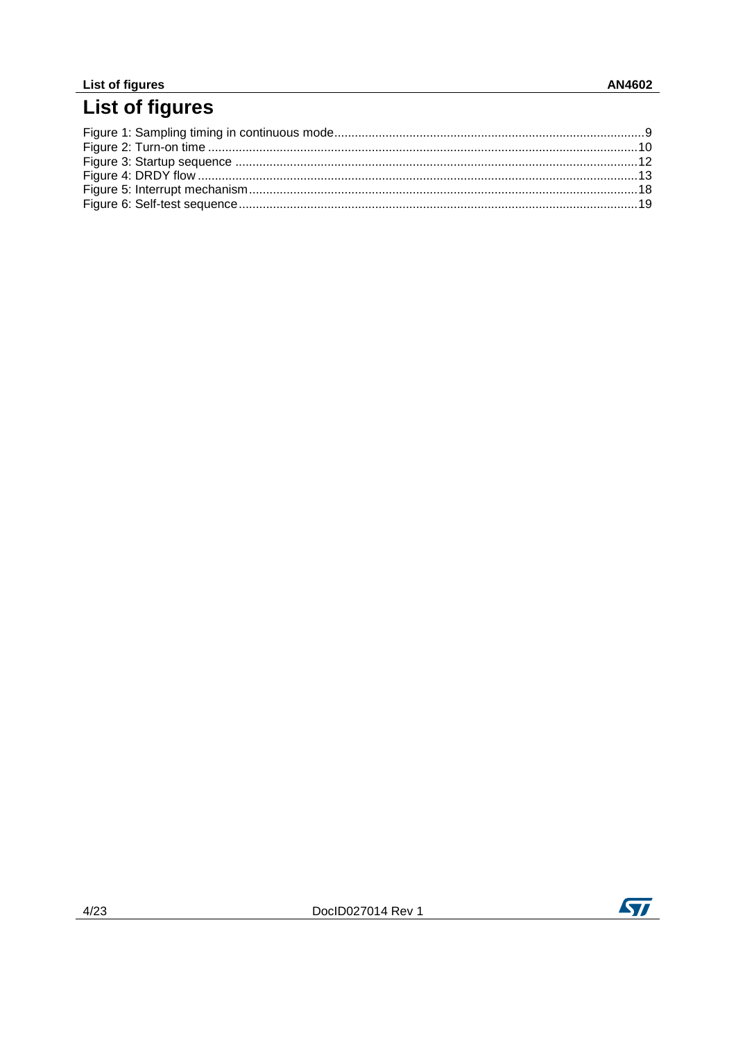# List of figures

Figure 1: Sampling timing in continuous mode..........9
Figure 2: Turn-on time..........10
Figure 3: Startup sequence..........12
Figure 4: DRDY flow..........13
Figure 5: Interrupt mechanism..........18
Figure 6: Self-test sequence..........19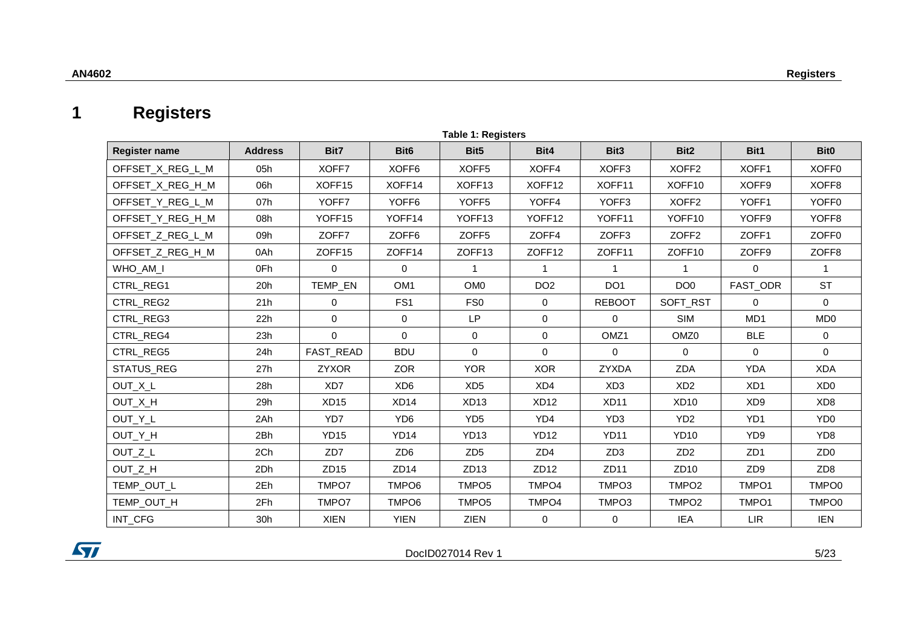# 1 Registers

**Table 1: Registers**

| Register name | Address | Bit7 | Bit6 | Bit5 | Bit4 | Bit3 | Bit2 | Bit1 | Bit0 |
|---|---|---|---|---|---|---|---|---|---|
| OFFSET_X_REG_L_M | 05h | XOFF7 | XOFF6 | XOFF5 | XOFF4 | XOFF3 | XOFF2 | XOFF1 | XOFF0 |
| OFFSET_X_REG_H_M | 06h | XOFF15 | XOFF14 | XOFF13 | XOFF12 | XOFF11 | XOFF10 | XOFF9 | XOFF8 |
| OFFSET_Y_REG_L_M | 07h | YOFF7 | YOFF6 | YOFF5 | YOFF4 | YOFF3 | XOFF2 | YOFF1 | YOFF0 |
| OFFSET_Y_REG_H_M | 08h | YOFF15 | YOFF14 | YOFF13 | YOFF12 | YOFF11 | YOFF10 | YOFF9 | YOFF8 |
| OFFSET_Z_REG_L_M | 09h | ZOFF7 | ZOFF6 | ZOFF5 | ZOFF4 | ZOFF3 | ZOFF2 | ZOFF1 | ZOFF0 |
| OFFSET_Z_REG_H_M | 0Ah | ZOFF15 | ZOFF14 | ZOFF13 | ZOFF12 | ZOFF11 | ZOFF10 | ZOFF9 | ZOFF8 |
| WHO_AM_I | 0Fh | 0 | 0 | 1 | 1 | 1 | 1 | 0 | 1 |
| CTRL_REG1 | 20h | TEMP_EN | OM1 | OM0 | DO2 | DO1 | DO0 | FAST_ODR | ST |
| CTRL_REG2 | 21h | 0 | FS1 | FS0 | 0 | REBOOT | SOFT_RST | 0 | 0 |
| CTRL_REG3 | 22h | 0 | 0 | LP | 0 | 0 | SIM | MD1 | MD0 |
| CTRL_REG4 | 23h | 0 | 0 | 0 | 0 | OMZ1 | OMZ0 | BLE | 0 |
| CTRL_REG5 | 24h | FAST_READ | BDU | 0 | 0 | 0 | 0 | 0 | 0 |
| STATUS_REG | 27h | ZYXOR | ZOR | YOR | XOR | ZYXDA | ZDA | YDA | XDA |
| OUT_X_L | 28h | XD7 | XD6 | XD5 | XD4 | XD3 | XD2 | XD1 | XD0 |
| OUT_X_H | 29h | XD15 | XD14 | XD13 | XD12 | XD11 | XD10 | XD9 | XD8 |
| OUT_Y_L | 2Ah | YD7 | YD6 | YD5 | YD4 | YD3 | YD2 | YD1 | YD0 |
| OUT_Y_H | 2Bh | YD15 | YD14 | YD13 | YD12 | YD11 | YD10 | YD9 | YD8 |
| OUT_Z_L | 2Ch | ZD7 | ZD6 | ZD5 | ZD4 | ZD3 | ZD2 | ZD1 | ZD0 |
| OUT_Z_H | 2Dh | ZD15 | ZD14 | ZD13 | ZD12 | ZD11 | ZD10 | ZD9 | ZD8 |
| TEMP_OUT_L | 2Eh | TMPO7 | TMPO6 | TMPO5 | TMPO4 | TMPO3 | TMPO2 | TMPO1 | TMPO0 |
| TEMP_OUT_H | 2Fh | TMPO7 | TMPO6 | TMPO5 | TMPO4 | TMPO3 | TMPO2 | TMPO1 | TMPO0 |
| INT_CFG | 30h | XIEN | YIEN | ZIEN | 0 | 0 | IEA | LIR | IEN |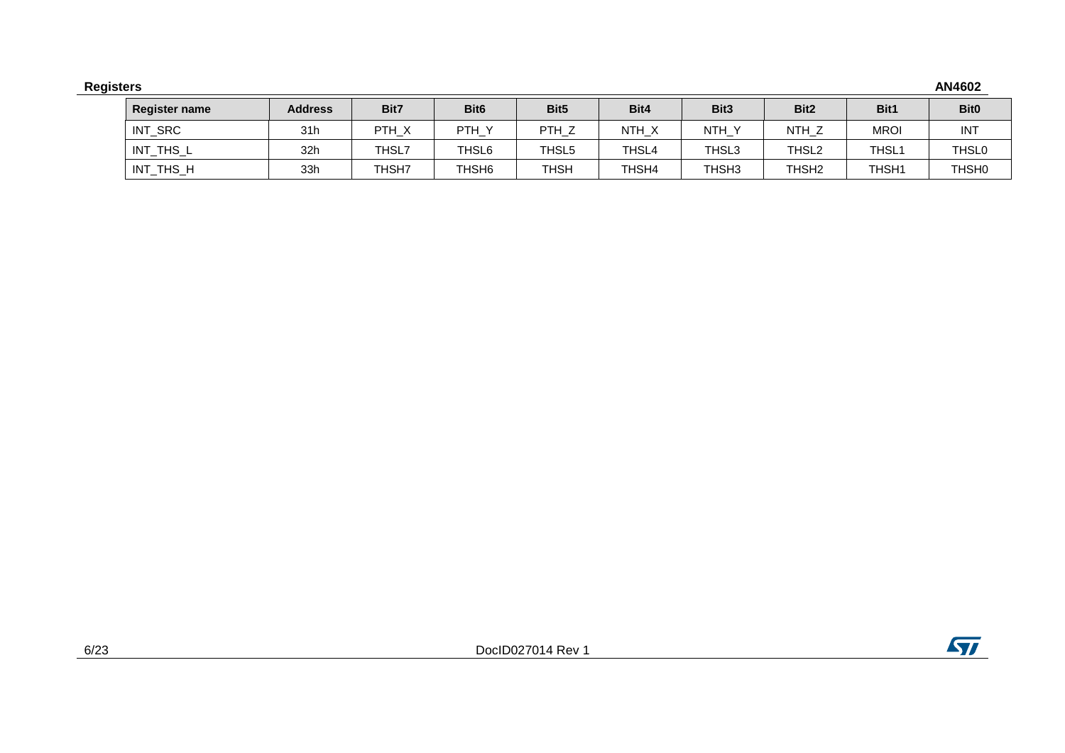| Register name | Address | Bit7 | Bit6 | Bit5 | Bit4 | Bit3 | Bit2 | Bit1 | Bit0 |
|---|---|---|---|---|---|---|---|---|---|
| INT_SRC | 31h | PTH_X | PTH_Y | PTH_Z | NTH_X | NTH_Y | NTH_Z | MROI | INT |
| INT_THS_L | 32h | THSL7 | THSL6 | THSL5 | THSL4 | THSL3 | THSL2 | THSL1 | THSL0 |
| INT_THS_H | 33h | THSH7 | THSH6 | THSH | THSH4 | THSH3 | THSH2 | THSH1 | THSH0 |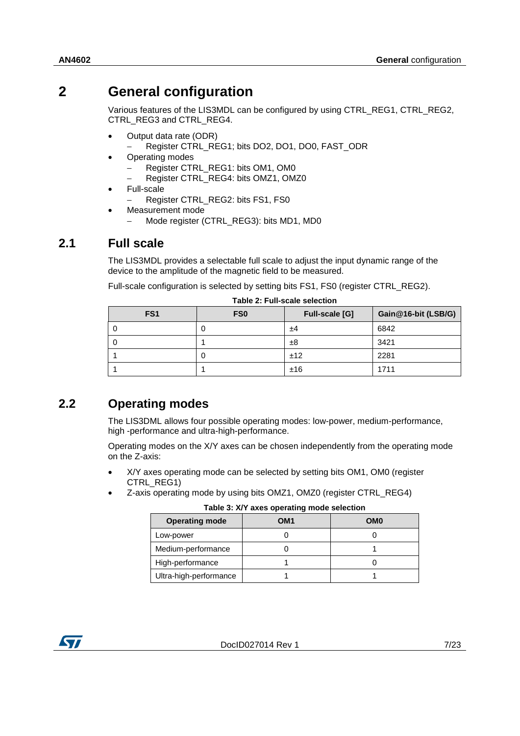# 2 General configuration

Various features of the LIS3MDL can be configured by using CTRL_REG1, CTRL_REG2, CTRL_REG3 and CTRL_REG4.

- Output data rate (ODR)
  - Register CTRL_REG1; bits DO2, DO1, DO0, FAST_ODR
- Operating modes
  - Register CTRL_REG1: bits OM1, OM0
  - Register CTRL_REG4: bits OMZ1, OMZ0
- Full-scale
  - Register CTRL_REG2: bits FS1, FS0
- Measurement mode
  - Mode register (CTRL_REG3): bits MD1, MD0

## 2.1 Full scale

The LIS3MDL provides a selectable full scale to adjust the input dynamic range of the device to the amplitude of the magnetic field to be measured.

Full-scale configuration is selected by setting bits FS1, FS0 (register CTRL_REG2).

**Table 2: Full-scale selection**

| FS1 | FS0 | Full-scale [G] | Gain@16-bit (LSB/G) |
|---|---|---|---|
| 0 | 0 | ±4 | 6842 |
| 0 | 1 | ±8 | 3421 |
| 1 | 0 | ±12 | 2281 |
| 1 | 1 | ±16 | 1711 |

## 2.2 Operating modes

The LIS3DML allows four possible operating modes: low-power, medium-performance, high -performance and ultra-high-performance.

Operating modes on the X/Y axes can be chosen independently from the operating mode on the Z-axis:

- X/Y axes operating mode can be selected by setting bits OM1, OM0 (register CTRL_REG1)
- Z-axis operating mode by using bits OMZ1, OMZ0 (register CTRL_REG4)

**Table 3: X/Y axes operating mode selection**

| Operating mode | OM1 | OM0 |
|---|---|---|
| Low-power | 0 | 0 |
| Medium-performance | 0 | 1 |
| High-performance | 1 | 0 |
| Ultra-high-performance | 1 | 1 |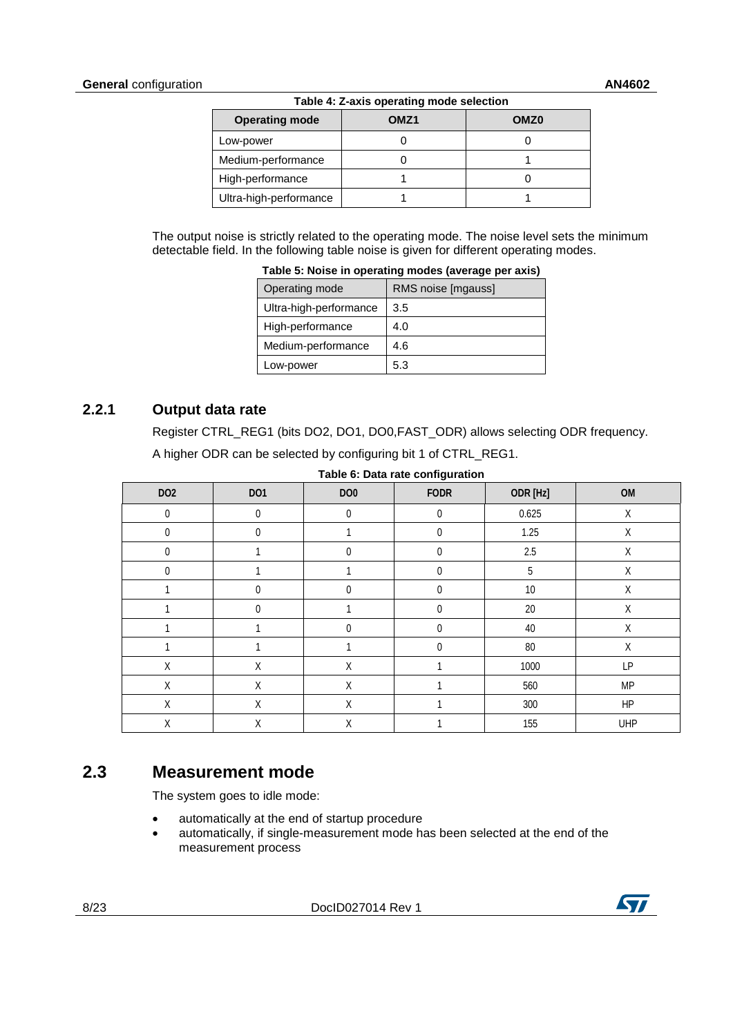Table 4: Z-axis operating mode selection

| Operating mode | OMZ1 | OMZ0 |
|---|---|---|
| Low-power | 0 | 0 |
| Medium-performance | 0 | 1 |
| High-performance | 1 | 0 |
| Ultra-high-performance | 1 | 1 |

The output noise is strictly related to the operating mode. The noise level sets the minimum detectable field. In the following table noise is given for different operating modes.

Table 5: Noise in operating modes (average per axis)

| Operating mode | RMS noise [mgauss] |
|---|---|
| Ultra-high-performance | 3.5 |
| High-performance | 4.0 |
| Medium-performance | 4.6 |
| Low-power | 5.3 |

### 2.2.1 Output data rate

Register CTRL_REG1 (bits DO2, DO1, DO0,FAST_ODR) allows selecting ODR frequency.

A higher ODR can be selected by configuring bit 1 of CTRL_REG1.

Table 6: Data rate configuration

| DO2 | DO1 | DO0 | FODR | ODR [Hz] | OM |
|---|---|---|---|---|---|
| 0 | 0 | 0 | 0 | 0.625 | X |
| 0 | 0 | 1 | 0 | 1.25 | X |
| 0 | 1 | 0 | 0 | 2.5 | X |
| 0 | 1 | 1 | 0 | 5 | X |
| 1 | 0 | 0 | 0 | 10 | X |
| 1 | 0 | 1 | 0 | 20 | X |
| 1 | 1 | 0 | 0 | 40 | X |
| 1 | 1 | 1 | 0 | 80 | X |
| X | X | X | 1 | 1000 | LP |
| X | X | X | 1 | 560 | MP |
| X | X | X | 1 | 300 | HP |
| X | X | X | 1 | 155 | UHP |

## 2.3 Measurement mode

The system goes to idle mode:

- automatically at the end of startup procedure
- automatically, if single-measurement mode has been selected at the end of the measurement process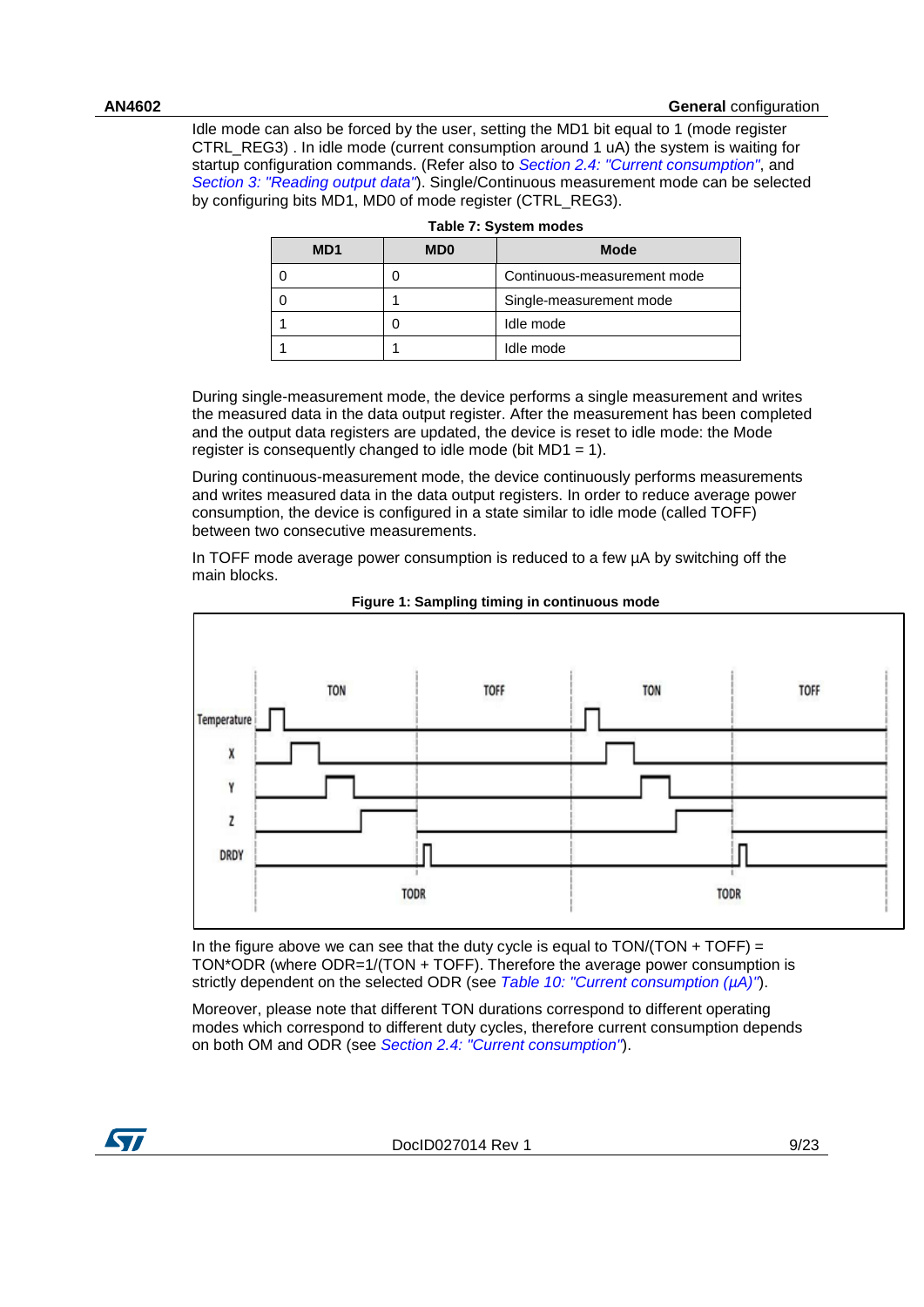Idle mode can also be forced by the user, setting the MD1 bit equal to 1 (mode register CTRL_REG3) . In idle mode (current consumption around 1 uA) the system is waiting for startup configuration commands. (Refer also to *Section 2.4: "Current consumption"*, and *Section 3: "Reading output data"*). Single/Continuous measurement mode can be selected by configuring bits MD1, MD0 of mode register (CTRL_REG3).

**Table 7: System modes**

| MD1 | MD0 | Mode |
|---|---|---|
| 0 | 0 | Continuous-measurement mode |
| 0 | 1 | Single-measurement mode |
| 1 | 0 | Idle mode |
| 1 | 1 | Idle mode |

During single-measurement mode, the device performs a single measurement and writes the measured data in the data output register. After the measurement has been completed and the output data registers are updated, the device is reset to idle mode: the Mode register is consequently changed to idle mode (bit MD1 = 1).

During continuous-measurement mode, the device continuously performs measurements and writes measured data in the data output registers. In order to reduce average power consumption, the device is configured in a state similar to idle mode (called TOFF) between two consecutive measurements.

In TOFF mode average power consumption is reduced to a few µA by switching off the main blocks.

**Figure 1: Sampling timing in continuous mode**

In the figure above we can see that the duty cycle is equal to TON/(TON + TOFF) = TON*ODR (where ODR=1/(TON + TOFF). Therefore the average power consumption is strictly dependent on the selected ODR (see *Table 10: "Current consumption (µA)"*).

Moreover, please note that different TON durations correspond to different operating modes which correspond to different duty cycles, therefore current consumption depends on both OM and ODR (see *Section 2.4: "Current consumption"*).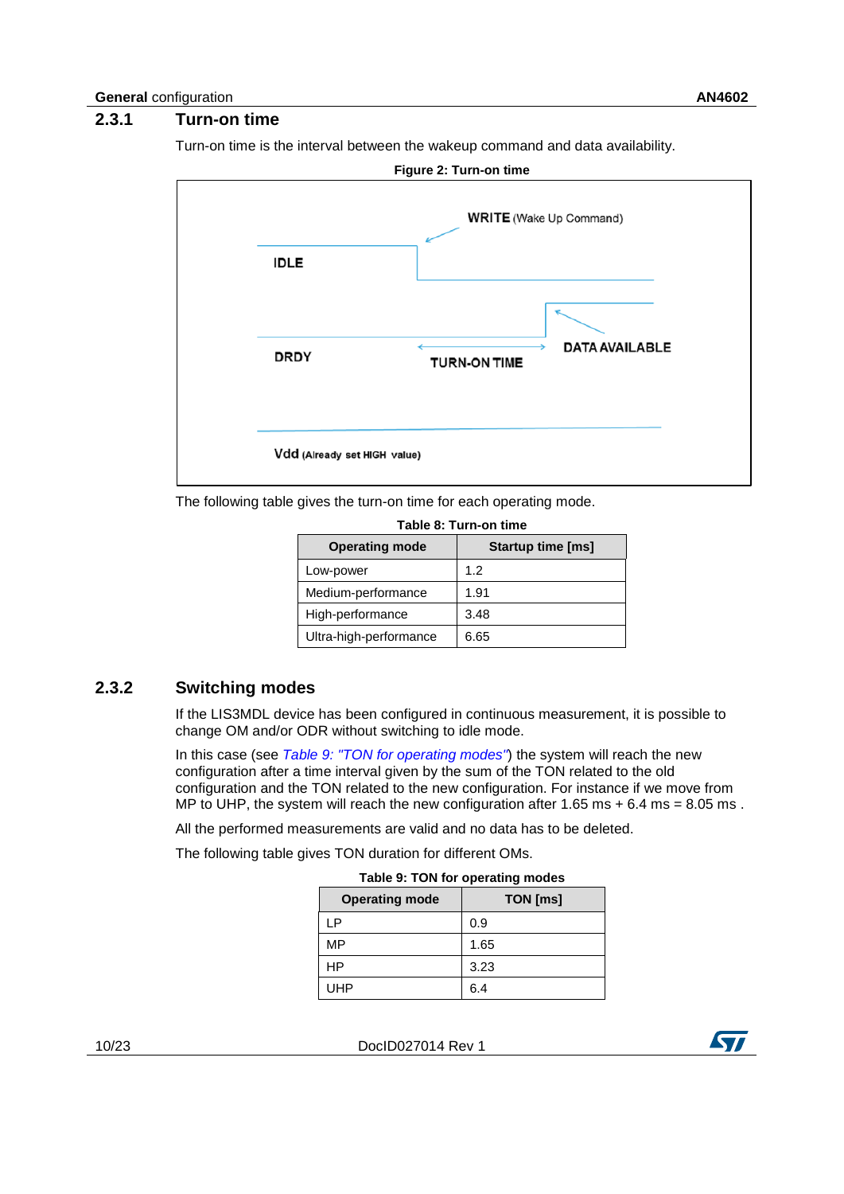### 2.3.1 Turn-on time

Turn-on time is the interval between the wakeup command and data availability.

**Figure 2: Turn-on time**

The following table gives the turn-on time for each operating mode.

**Table 8: Turn-on time**

| Operating mode | Startup time [ms] |
| --- | --- |
| Low-power | 1.2 |
| Medium-performance | 1.91 |
| High-performance | 3.48 |
| Ultra-high-performance | 6.65 |

### 2.3.2 Switching modes

If the LIS3MDL device has been configured in continuous measurement, it is possible to change OM and/or ODR without switching to idle mode.

In this case (see *Table 9: "TON for operating modes"*) the system will reach the new configuration after a time interval given by the sum of the TON related to the old configuration and the TON related to the new configuration. For instance if we move from MP to UHP, the system will reach the new configuration after 1.65 ms + 6.4 ms = 8.05 ms .

All the performed measurements are valid and no data has to be deleted.

The following table gives TON duration for different OMs.

**Table 9: TON for operating modes**

| Operating mode | TON [ms] |
| --- | --- |
| LP | 0.9 |
| MP | 1.65 |
| HP | 3.23 |
| UHP | 6.4 |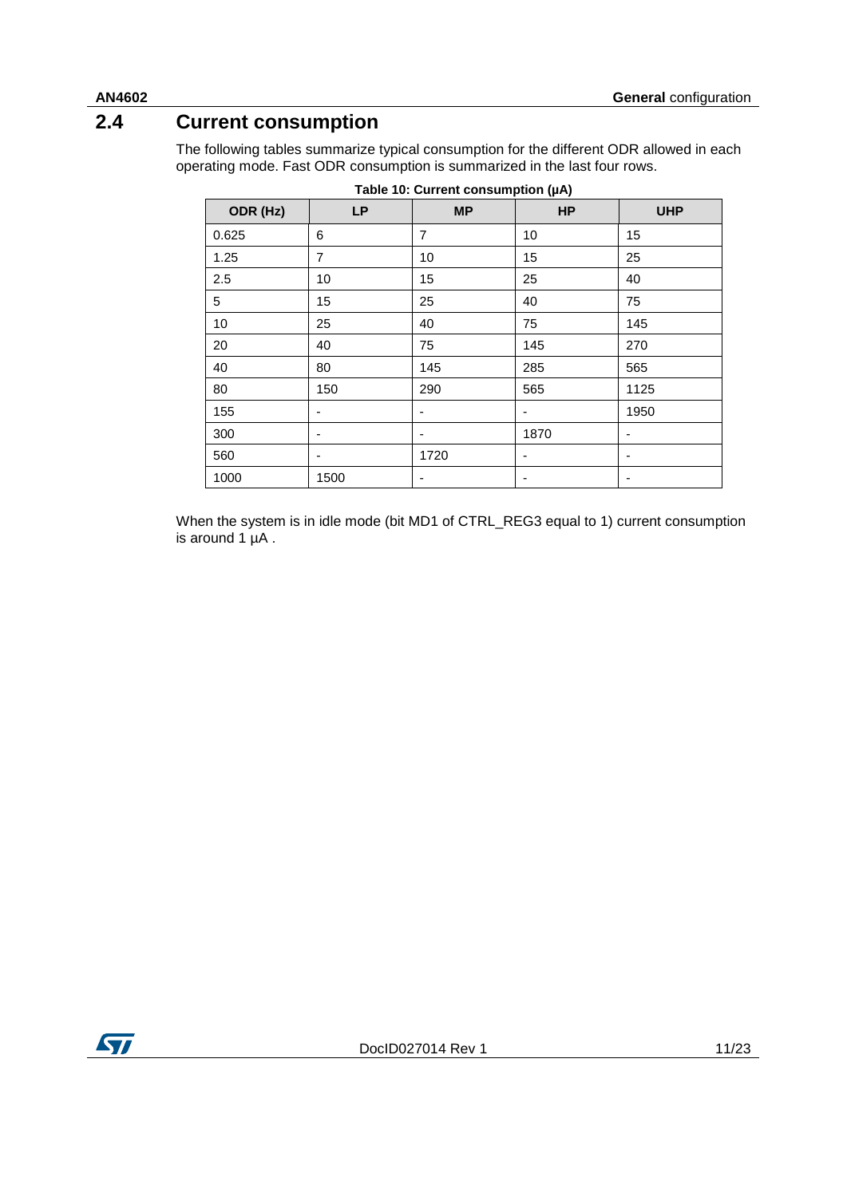## 2.4 Current consumption

The following tables summarize typical consumption for the different ODR allowed in each operating mode. Fast ODR consumption is summarized in the last four rows.

**Table 10: Current consumption (µA)**

| ODR (Hz) | LP | MP | HP | UHP |
|---|---|---|---|---|
| 0.625 | 6 | 7 | 10 | 15 |
| 1.25 | 7 | 10 | 15 | 25 |
| 2.5 | 10 | 15 | 25 | 40 |
| 5 | 15 | 25 | 40 | 75 |
| 10 | 25 | 40 | 75 | 145 |
| 20 | 40 | 75 | 145 | 270 |
| 40 | 80 | 145 | 285 | 565 |
| 80 | 150 | 290 | 565 | 1125 |
| 155 | - | - | - | 1950 |
| 300 | - | - | 1870 | - |
| 560 | - | 1720 | - | - |
| 1000 | 1500 | - | - | - |

When the system is in idle mode (bit MD1 of CTRL_REG3 equal to 1) current consumption is around 1 µA .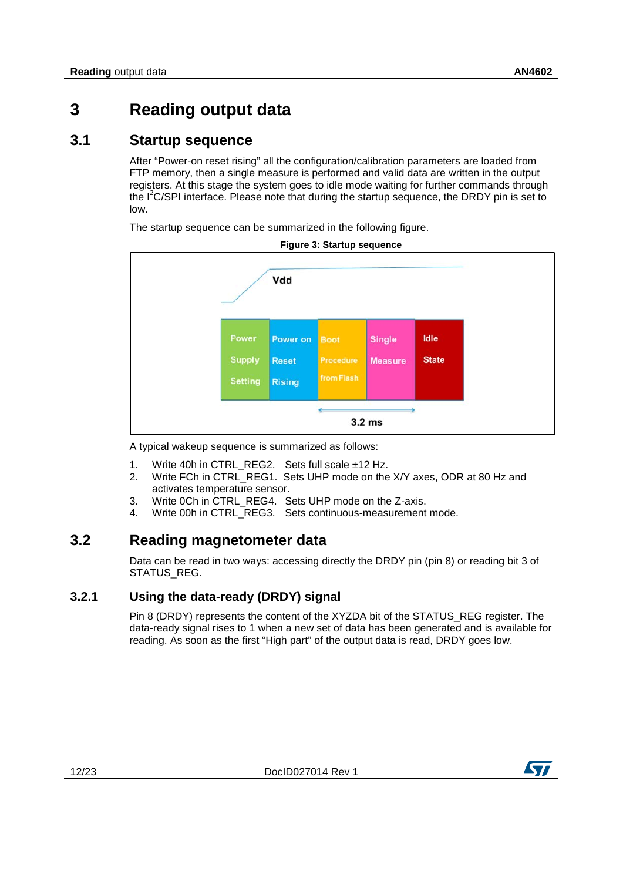# 3 Reading output data

## 3.1 Startup sequence

After "Power-on reset rising" all the configuration/calibration parameters are loaded from FTP memory, then a single measure is performed and valid data are written in the output registers. At this stage the system goes to idle mode waiting for further commands through the I$^2$C/SPI interface. Please note that during the startup sequence, the DRDY pin is set to low.

The startup sequence can be summarized in the following figure.

**Figure 3: Startup sequence**

| Power Supply Setting | Power on Reset Rising | Boot Procedure from Flash | Single Measure | Idle State |
|---|---|---|---|---|

Vdd

3.2 ms

A typical wakeup sequence is summarized as follows:

1. Write 40h in CTRL_REG2. Sets full scale ±12 Hz.
2. Write FCh in CTRL_REG1. Sets UHP mode on the X/Y axes, ODR at 80 Hz and activates temperature sensor.
3. Write 0Ch in CTRL_REG4. Sets UHP mode on the Z-axis.
4. Write 00h in CTRL_REG3. Sets continuous-measurement mode.

## 3.2 Reading magnetometer data

Data can be read in two ways: accessing directly the DRDY pin (pin 8) or reading bit 3 of STATUS_REG.

### 3.2.1 Using the data-ready (DRDY) signal

Pin 8 (DRDY) represents the content of the XYZDA bit of the STATUS_REG register. The data-ready signal rises to 1 when a new set of data has been generated and is available for reading. As soon as the first "High part" of the output data is read, DRDY goes low.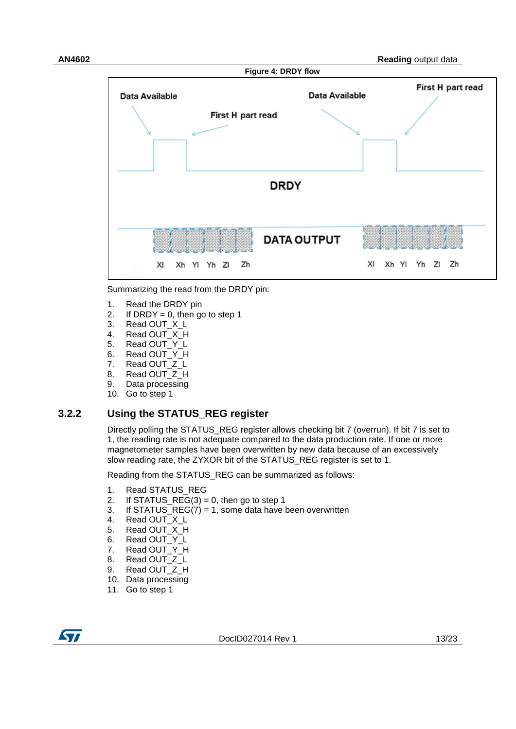Figure 4: DRDY flow

Summarizing the read from the DRDY pin:

1. Read the DRDY pin
2. If DRDY = 0, then go to step 1
3. Read OUT_X_L
4. Read OUT_X_H
5. Read OUT_Y_L
6. Read OUT_Y_H
7. Read OUT_Z_L
8. Read OUT_Z_H
9. Data processing
10. Go to step 1

### 3.2.2 Using the STATUS_REG register

Directly polling the STATUS_REG register allows checking bit 7 (overrun). If bit 7 is set to 1, the reading rate is not adequate compared to the data production rate. If one or more magnetometer samples have been overwritten by new data because of an excessively slow reading rate, the ZYXOR bit of the STATUS_REG register is set to 1.

Reading from the STATUS_REG can be summarized as follows:

1. Read STATUS_REG
2. If STATUS_REG(3) = 0, then go to step 1
3. If STATUS_REG(7) = 1, some data have been overwritten
4. Read OUT_X_L
5. Read OUT_X_H
6. Read OUT_Y_L
7. Read OUT_Y_H
8. Read OUT_Z_L
9. Read OUT_Z_H
10. Data processing
11. Go to step 1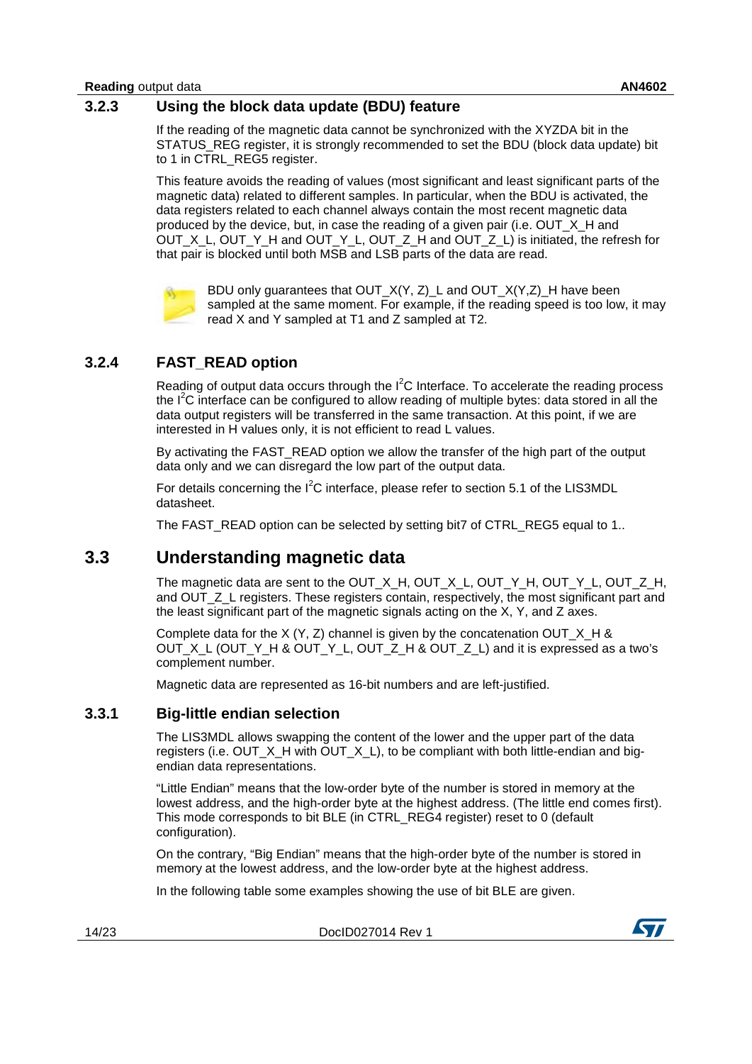### 3.2.3 Using the block data update (BDU) feature

If the reading of the magnetic data cannot be synchronized with the XYZDA bit in the STATUS_REG register, it is strongly recommended to set the BDU (block data update) bit to 1 in CTRL_REG5 register.

This feature avoids the reading of values (most significant and least significant parts of the magnetic data) related to different samples. In particular, when the BDU is activated, the data registers related to each channel always contain the most recent magnetic data produced by the device, but, in case the reading of a given pair (i.e. OUT_X_H and OUT_X_L, OUT_Y_H and OUT_Y_L, OUT_Z_H and OUT_Z_L) is initiated, the refresh for that pair is blocked until both MSB and LSB parts of the data are read.

BDU only guarantees that OUT_X(Y, Z)_L and OUT_X(Y,Z)_H have been sampled at the same moment. For example, if the reading speed is too low, it may read X and Y sampled at T1 and Z sampled at T2.

### 3.2.4 FAST_READ option

Reading of output data occurs through the I$^2$C Interface. To accelerate the reading process the I$^2$C interface can be configured to allow reading of multiple bytes: data stored in all the data output registers will be transferred in the same transaction. At this point, if we are interested in H values only, it is not efficient to read L values.

By activating the FAST_READ option we allow the transfer of the high part of the output data only and we can disregard the low part of the output data.

For details concerning the I$^2$C interface, please refer to section 5.1 of the LIS3MDL datasheet.

The FAST_READ option can be selected by setting bit7 of CTRL_REG5 equal to 1..

## 3.3 Understanding magnetic data

The magnetic data are sent to the OUT_X_H, OUT_X_L, OUT_Y_H, OUT_Y_L, OUT_Z_H, and OUT_Z_L registers. These registers contain, respectively, the most significant part and the least significant part of the magnetic signals acting on the X, Y, and Z axes.

Complete data for the X (Y, Z) channel is given by the concatenation OUT_X_H & OUT_X_L (OUT_Y_H & OUT_Y_L, OUT_Z_H & OUT_Z_L) and it is expressed as a two's complement number.

Magnetic data are represented as 16-bit numbers and are left-justified.

### 3.3.1 Big-little endian selection

The LIS3MDL allows swapping the content of the lower and the upper part of the data registers (i.e. OUT_X_H with OUT_X_L), to be compliant with both little-endian and big-endian data representations.

"Little Endian" means that the low-order byte of the number is stored in memory at the lowest address, and the high-order byte at the highest address. (The little end comes first). This mode corresponds to bit BLE (in CTRL_REG4 register) reset to 0 (default configuration).

On the contrary, "Big Endian" means that the high-order byte of the number is stored in memory at the lowest address, and the low-order byte at the highest address.

In the following table some examples showing the use of bit BLE are given.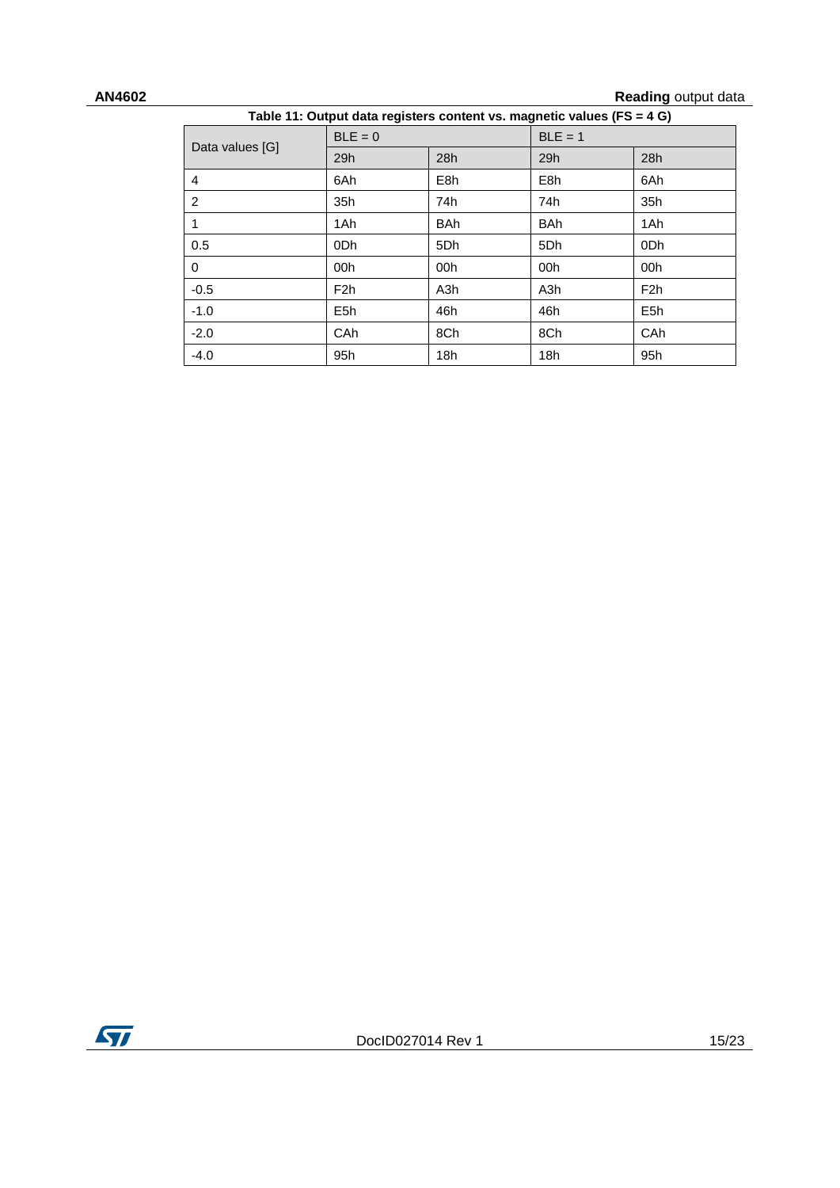**Table 11: Output data registers content vs. magnetic values (FS = 4 G)**

| Data values [G] | BLE = 0 | | BLE = 1 | |
|---|---|---|---|---|
| | 29h | 28h | 29h | 28h |
| 4 | 6Ah | E8h | E8h | 6Ah |
| 2 | 35h | 74h | 74h | 35h |
| 1 | 1Ah | BAh | BAh | 1Ah |
| 0.5 | 0Dh | 5Dh | 5Dh | 0Dh |
| 0 | 00h | 00h | 00h | 00h |
| -0.5 | F2h | A3h | A3h | F2h |
| -1.0 | E5h | 46h | 46h | E5h |
| -2.0 | CAh | 8Ch | 8Ch | CAh |
| -4.0 | 95h | 18h | 18h | 95h |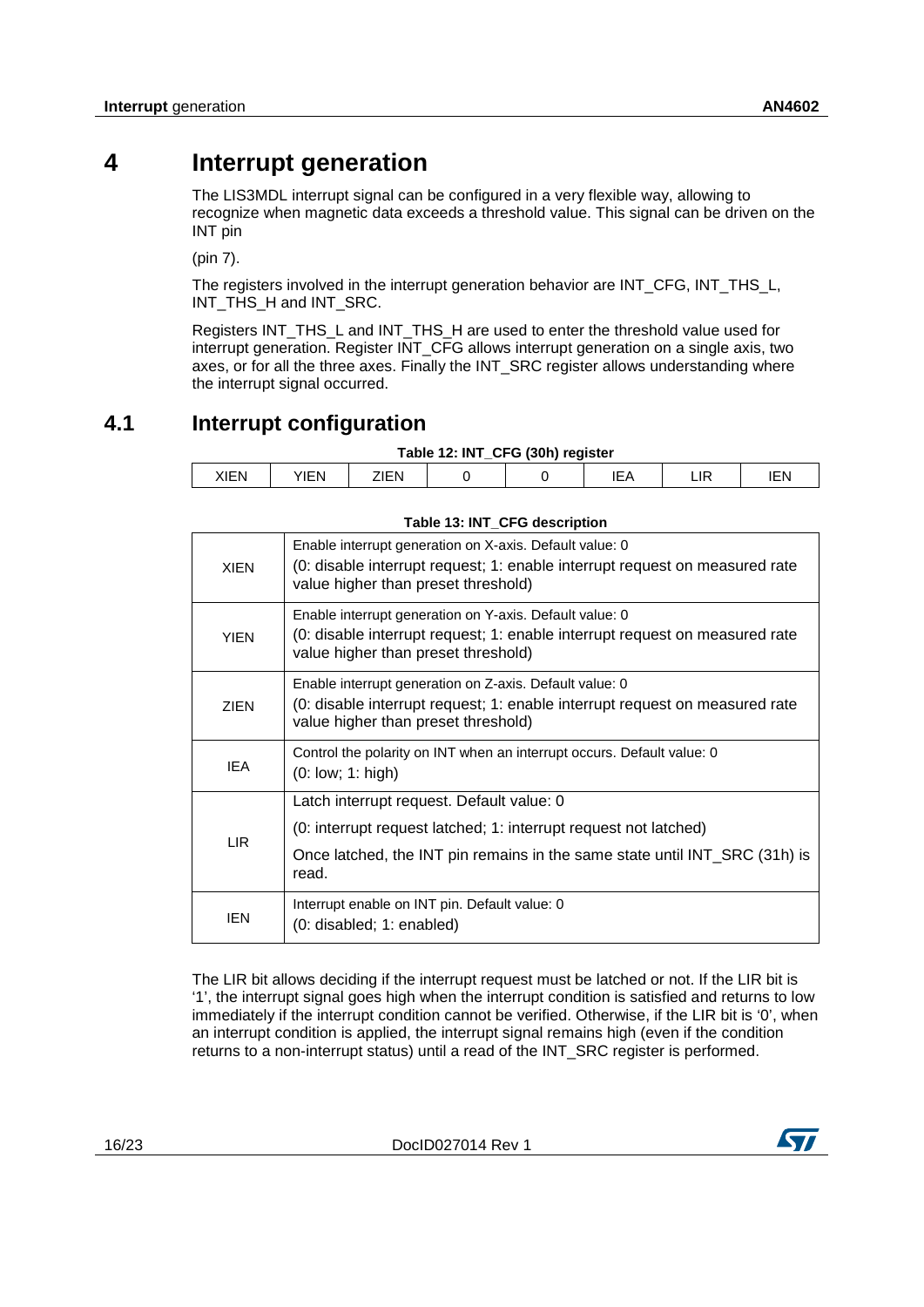# 4 Interrupt generation

The LIS3MDL interrupt signal can be configured in a very flexible way, allowing to recognize when magnetic data exceeds a threshold value. This signal can be driven on the INT pin

(pin 7).

The registers involved in the interrupt generation behavior are INT_CFG, INT_THS_L, INT_THS_H and INT_SRC.

Registers INT_THS_L and INT_THS_H are used to enter the threshold value used for interrupt generation. Register INT_CFG allows interrupt generation on a single axis, two axes, or for all the three axes. Finally the INT_SRC register allows understanding where the interrupt signal occurred.

## 4.1 Interrupt configuration

**Table 12: INT_CFG (30h) register**

| XIEN | YIEN | ZIEN | 0 | 0 | IEA | LIR | IEN |
|---|---|---|---|---|---|---|---|

**Table 13: INT_CFG description**

| | |
|---|---|
| XIEN | Enable interrupt generation on X-axis. Default value: 0<br>(0: disable interrupt request; 1: enable interrupt request on measured rate value higher than preset threshold) |
| YIEN | Enable interrupt generation on Y-axis. Default value: 0<br>(0: disable interrupt request; 1: enable interrupt request on measured rate value higher than preset threshold) |
| ZIEN | Enable interrupt generation on Z-axis. Default value: 0<br>(0: disable interrupt request; 1: enable interrupt request on measured rate value higher than preset threshold) |
| IEA | Control the polarity on INT when an interrupt occurs. Default value: 0<br>(0: low; 1: high) |
| LIR | Latch interrupt request. Default value: 0<br>(0: interrupt request latched; 1: interrupt request not latched)<br>Once latched, the INT pin remains in the same state until INT_SRC (31h) is read. |
| IEN | Interrupt enable on INT pin. Default value: 0<br>(0: disabled; 1: enabled) |

The LIR bit allows deciding if the interrupt request must be latched or not. If the LIR bit is '1', the interrupt signal goes high when the interrupt condition is satisfied and returns to low immediately if the interrupt condition cannot be verified. Otherwise, if the LIR bit is '0', when an interrupt condition is applied, the interrupt signal remains high (even if the condition returns to a non-interrupt status) until a read of the INT_SRC register is performed.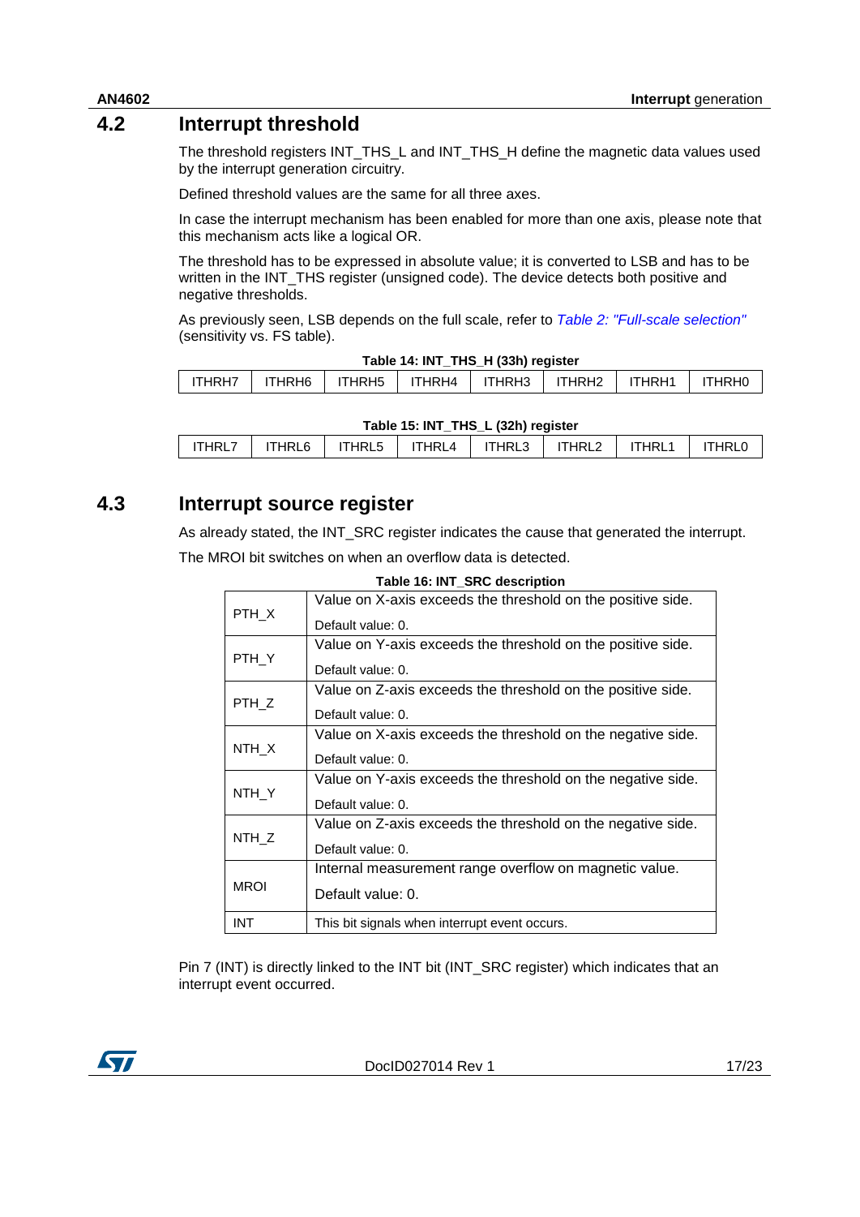## 4.2 Interrupt threshold

The threshold registers INT_THS_L and INT_THS_H define the magnetic data values used by the interrupt generation circuitry.

Defined threshold values are the same for all three axes.

In case the interrupt mechanism has been enabled for more than one axis, please note that this mechanism acts like a logical OR.

The threshold has to be expressed in absolute value; it is converted to LSB and has to be written in the INT_THS register (unsigned code). The device detects both positive and negative thresholds.

As previously seen, LSB depends on the full scale, refer to *Table 2: "Full-scale selection"* (sensitivity vs. FS table).

**Table 14: INT_THS_H (33h) register**

| ITHRH7 | ITHRH6 | ITHRH5 | ITHRH4 | ITHRH3 | ITHRH2 | ITHRH1 | ITHRH0 |
|---|---|---|---|---|---|---|---|

**Table 15: INT_THS_L (32h) register**

| ITHRL7 | ITHRL6 | ITHRL5 | ITHRL4 | ITHRL3 | ITHRL2 | ITHRL1 | ITHRL0 |
|---|---|---|---|---|---|---|---|

## 4.3 Interrupt source register

As already stated, the INT_SRC register indicates the cause that generated the interrupt.

The MROI bit switches on when an overflow data is detected.

**Table 16: INT_SRC description**

| | |
|---|---|
| PTH_X | Value on X-axis exceeds the threshold on the positive side.<br>Default value: 0. |
| PTH_Y | Value on Y-axis exceeds the threshold on the positive side.<br>Default value: 0. |
| PTH_Z | Value on Z-axis exceeds the threshold on the positive side.<br>Default value: 0. |
| NTH_X | Value on X-axis exceeds the threshold on the negative side.<br>Default value: 0. |
| NTH_Y | Value on Y-axis exceeds the threshold on the negative side.<br>Default value: 0. |
| NTH_Z | Value on Z-axis exceeds the threshold on the negative side.<br>Default value: 0. |
| MROI | Internal measurement range overflow on magnetic value.<br>Default value: 0. |
| INT | This bit signals when interrupt event occurs. |

Pin 7 (INT) is directly linked to the INT bit (INT_SRC register) which indicates that an interrupt event occurred.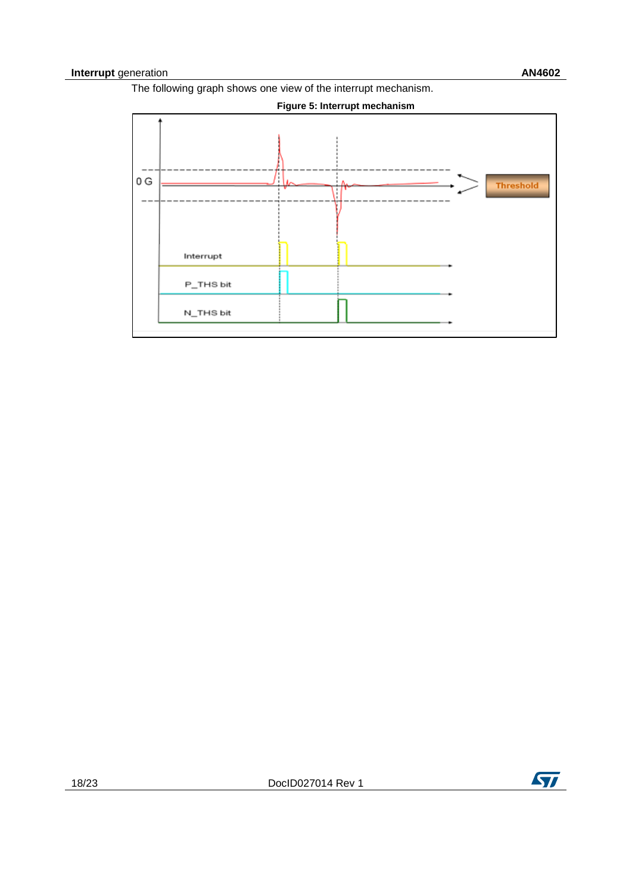The following graph shows one view of the interrupt mechanism.

**Figure 5: Interrupt mechanism**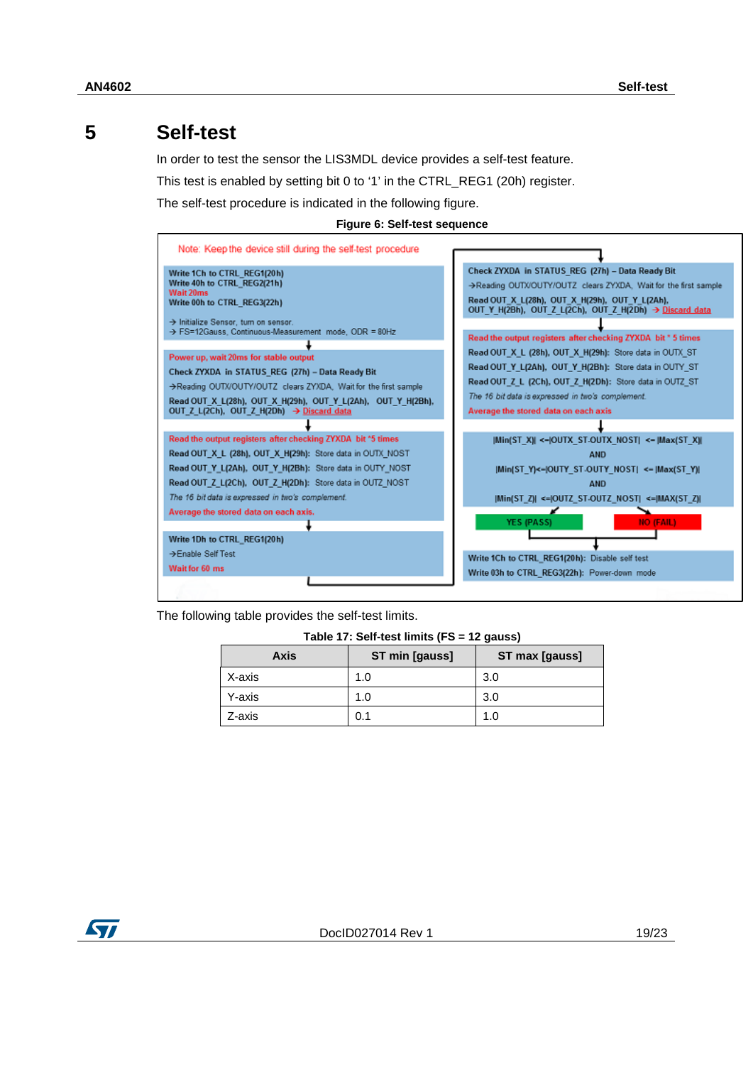# 5 Self-test

In order to test the sensor the LIS3MDL device provides a self-test feature.

This test is enabled by setting bit 0 to '1' in the CTRL_REG1 (20h) register.

The self-test procedure is indicated in the following figure.

**Figure 6: Self-test sequence**

Note: Keep the device still during the self-test procedure

Write 1Ch to CTRL_REG1(20h)
Write 40h to CTRL_REG2(21h)
Wait 20ms
Write 00h to CTRL_REG3(22h)

→ Initialize Sensor, turn on sensor.
→ FS=12Gauss, Continuous-Measurement mode, ODR = 80Hz

↓

Power up, wait 20ms for stable output

Check ZYXDA in STATUS_REG (27h) – Data Ready Bit

→Reading OUTX/OUTY/OUTZ clears ZYXDA, Wait for the first sample

Read OUT_X_L(28h), OUT_X_H(29h), OUT_Y_L(2Ah), OUT_Y_H(2Bh), OUT_Z_L(2Ch), OUT_Z_H(2Dh) → Discard data

↓

Read the output registers after checking ZYXDA bit *5 times

Read OUT_X_L (28h), OUT_X_H(29h): Store data in OUTX_NOST

Read OUT_Y_L(2Ah), OUT_Y_H(2Bh): Store data in OUTY_NOST

Read OUT_Z_L(2Ch), OUT_Z_H(2Dh): Store data in OUTZ_NOST

*The 16 bit data is expressed in two's complement.*

Average the stored data on each axis.

↓

Write 1Dh to CTRL_REG1(20h)

→Enable Self Test

Wait for 60 ms

↓

Check ZYXDA in STATUS_REG (27h) – Data Ready Bit

→Reading OUTX/OUTY/OUTZ clears ZYXDA, Wait for the first sample

Read OUT_X_L(28h), OUT_X_H(29h), OUT_Y_L(2Ah), OUT_Y_H(2Bh), OUT_Z_L(2Ch), OUT_Z_H(2Dh) → Discard data

↓

Read the output registers after checking ZYXDA bit * 5 times

Read OUT_X_L (28h), OUT_X_H(29h): Store data in OUTX_ST

Read OUT_Y_L(2Ah), OUT_Y_H(2Bh): Store data in OUTY_ST

Read OUT_Z_L (2Ch), OUT_Z_H(2Dh): Store data in OUTZ_ST

*The 16 bit data is expressed in two's complement.*

Average the stored data on each axis

↓

|Min(ST_X)| <=|OUTX_ST-OUTX_NOST| <= |Max(ST_X)|

AND

|Min(ST_Y)|<=|OUTY_ST-OUTY_NOST| <= |Max(ST_Y)|

AND

|Min(ST_Z)| <=|OUTZ_ST-OUTZ_NOST| <=|MAX(ST_Z)|

YES (PASS) / NO (FAIL)

↓

Write 1Ch to CTRL_REG1(20h): Disable self test

Write 03h to CTRL_REG3(22h): Power-down mode

The following table provides the self-test limits.

**Table 17: Self-test limits (FS = 12 gauss)**

| Axis | ST min [gauss] | ST max [gauss] |
|---|---|---|
| X-axis | 1.0 | 3.0 |
| Y-axis | 1.0 | 3.0 |
| Z-axis | 0.1 | 1.0 |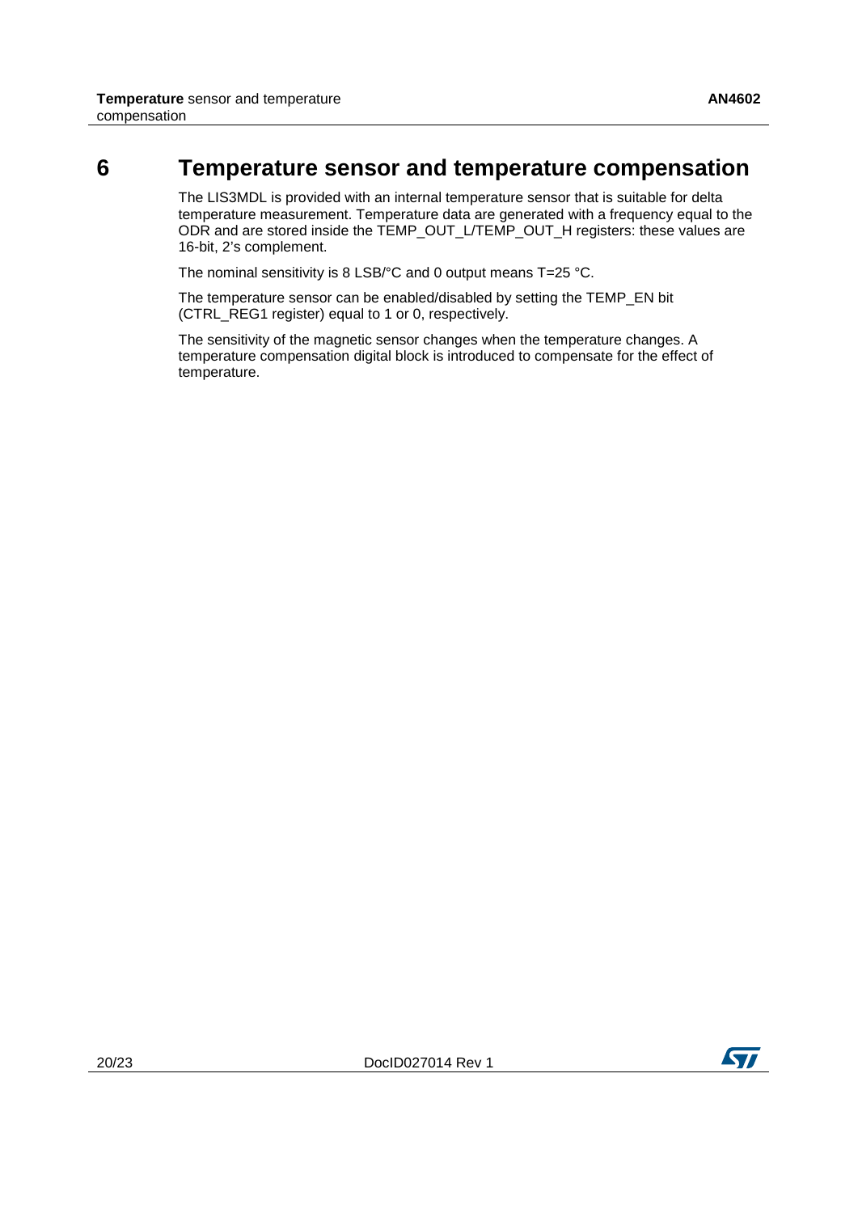# 6 Temperature sensor and temperature compensation

The LIS3MDL is provided with an internal temperature sensor that is suitable for delta temperature measurement. Temperature data are generated with a frequency equal to the ODR and are stored inside the TEMP_OUT_L/TEMP_OUT_H registers: these values are 16-bit, 2's complement.

The nominal sensitivity is 8 LSB/°C and 0 output means T=25 °C.

The temperature sensor can be enabled/disabled by setting the TEMP_EN bit (CTRL_REG1 register) equal to 1 or 0, respectively.

The sensitivity of the magnetic sensor changes when the temperature changes. A temperature compensation digital block is introduced to compensate for the effect of temperature.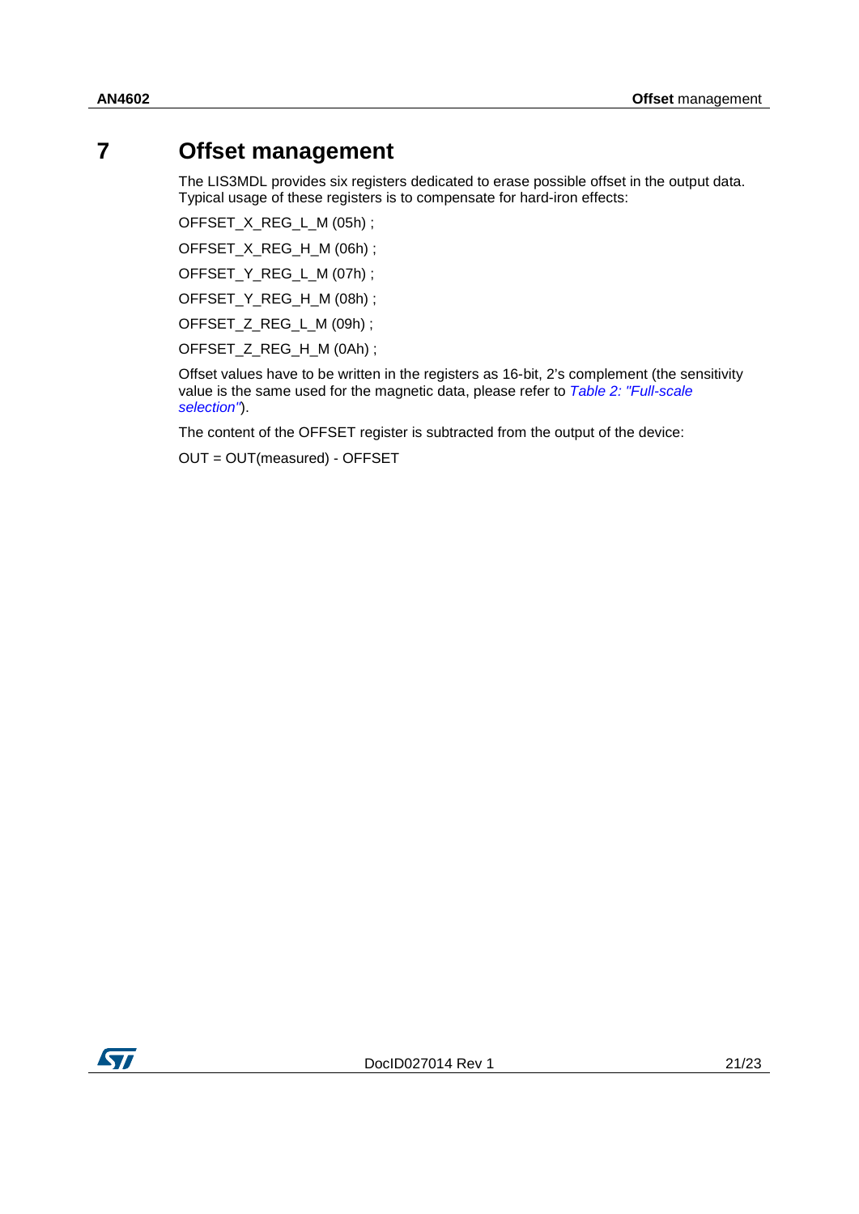# 7 Offset management

The LIS3MDL provides six registers dedicated to erase possible offset in the output data. Typical usage of these registers is to compensate for hard-iron effects:

OFFSET_X_REG_L_M (05h) ;

OFFSET_X_REG_H_M (06h) ;

OFFSET_Y_REG_L_M (07h) ;

OFFSET_Y_REG_H_M (08h) ;

OFFSET_Z_REG_L_M (09h) ;

OFFSET_Z_REG_H_M (0Ah) ;

Offset values have to be written in the registers as 16-bit, 2's complement (the sensitivity value is the same used for the magnetic data, please refer to *Table 2: "Full-scale selection"*).

The content of the OFFSET register is subtracted from the output of the device:

OUT = OUT(measured) - OFFSET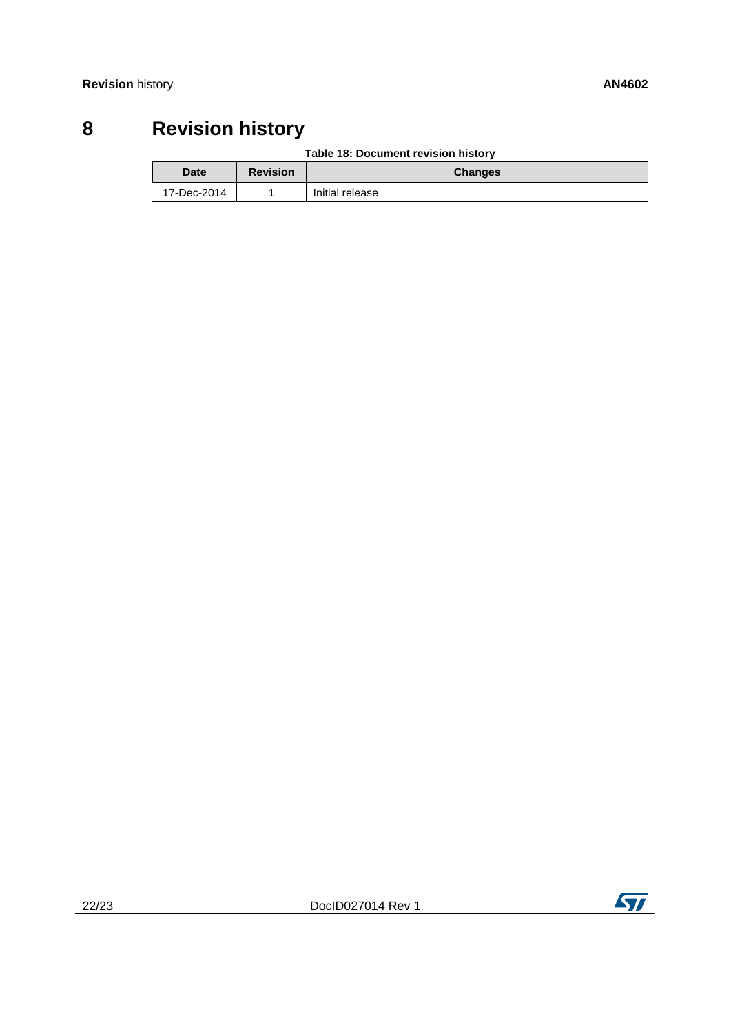# 8 Revision history

Table 18: Document revision history

| Date | Revision | Changes |
|---|---|---|
| 17-Dec-2014 | 1 | Initial release |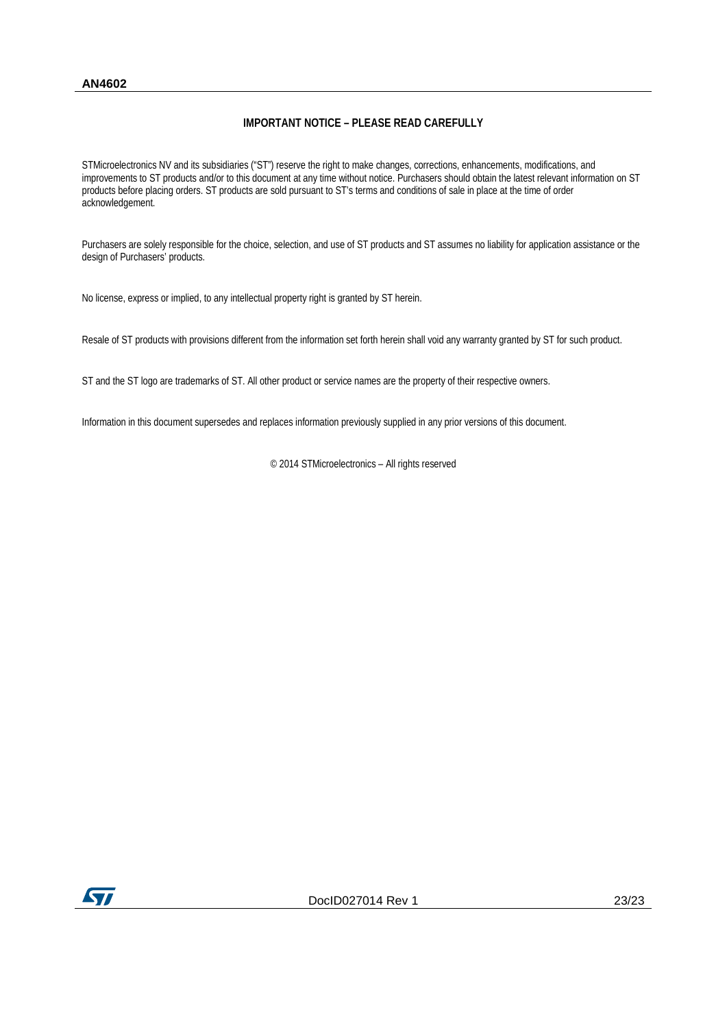**IMPORTANT NOTICE – PLEASE READ CAREFULLY**

STMicroelectronics NV and its subsidiaries ("ST") reserve the right to make changes, corrections, enhancements, modifications, and improvements to ST products and/or to this document at any time without notice. Purchasers should obtain the latest relevant information on ST products before placing orders. ST products are sold pursuant to ST's terms and conditions of sale in place at the time of order acknowledgement.

Purchasers are solely responsible for the choice, selection, and use of ST products and ST assumes no liability for application assistance or the design of Purchasers' products.

No license, express or implied, to any intellectual property right is granted by ST herein.

Resale of ST products with provisions different from the information set forth herein shall void any warranty granted by ST for such product.

ST and the ST logo are trademarks of ST. All other product or service names are the property of their respective owners.

Information in this document supersedes and replaces information previously supplied in any prior versions of this document.

© 2014 STMicroelectronics – All rights reserved